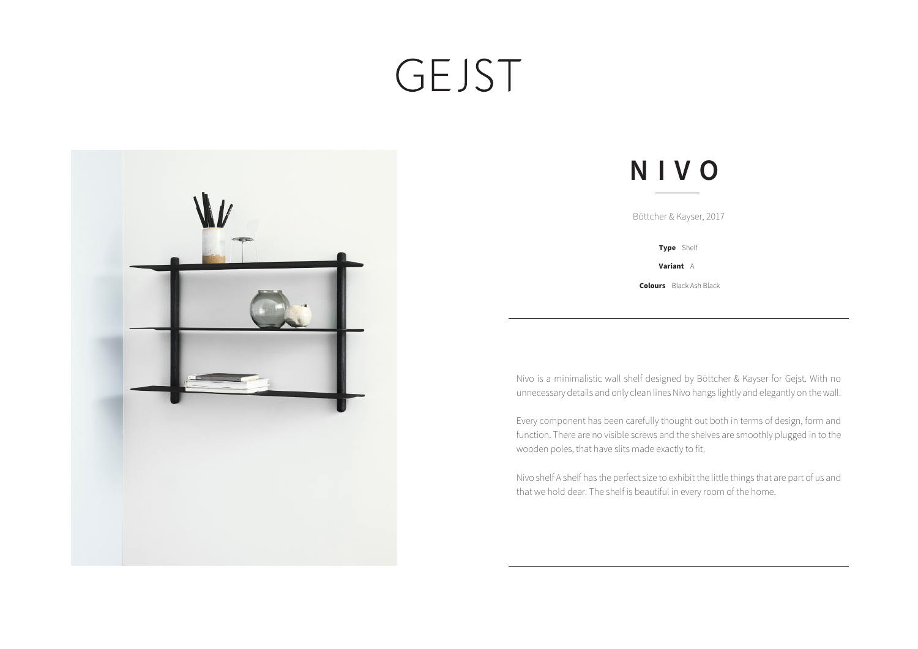# GEJST

## NIVO

Böttcher & Kayser, 2017

**Type** Shelf

**Variant** A

**Colours** Black Ash Black

Nivo is a minimalistic wall shelf designed by Böttcher & Kayser for Gejst. With no unnecessary details and only clean lines Nivo hangs lightly and elegantly on the wall.

Every component has been carefully thought out both in terms of design, form and function. There are no visible screws and the shelves are smoothly plugged in to the wooden poles, that have slits made exactly to fit.

Nivo shelf A shelf has the perfect size to exhibit the little things that are part of us and that we hold dear. The shelf is beautiful in every room of the home.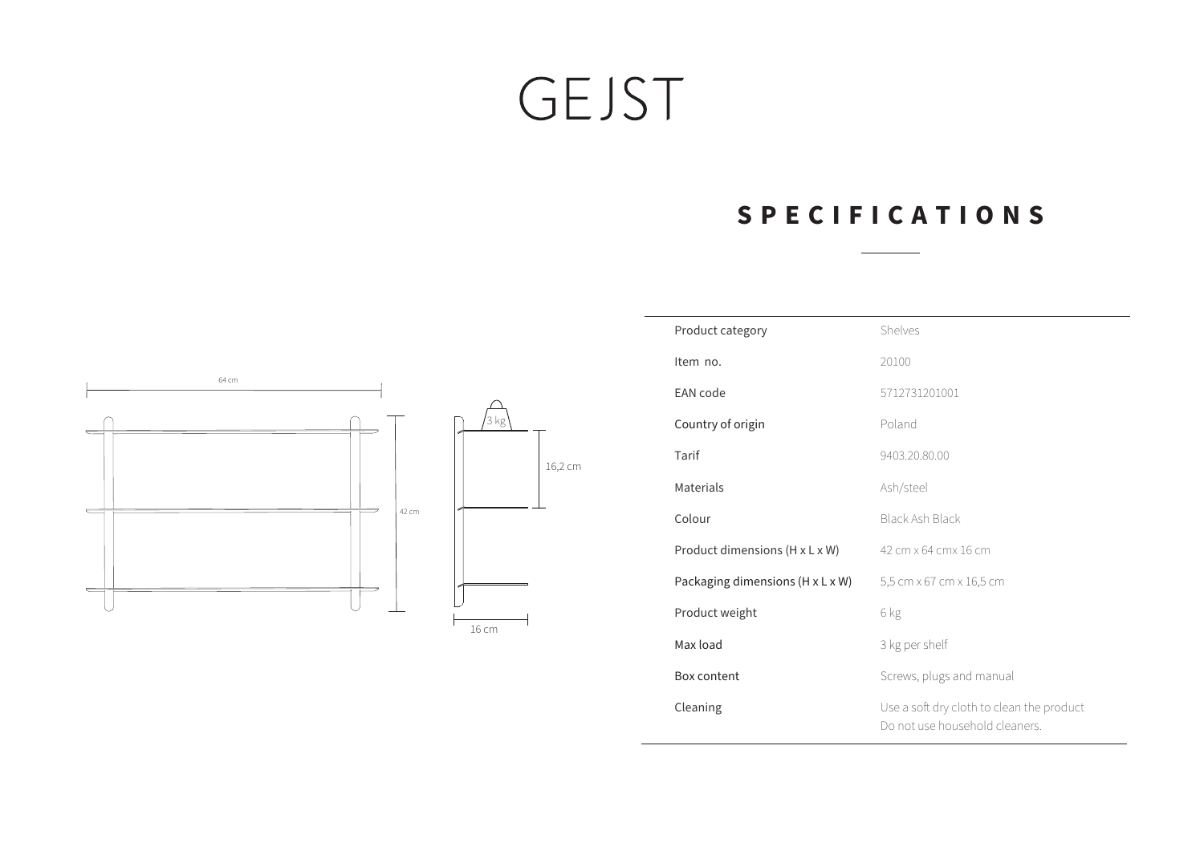# GEJST

## SPECIFICATIONS

64 cm

42 cm

3 kg

16,2 cm

16 cm

| | |
|---|---|
| Product category | Shelves |
| Item no. | 20100 |
| EAN code | 5712731201001 |
| Country of origin | Poland |
| Tarif | 9403.20.80.00 |
| Materials | Ash/steel |
| Colour | Black Ash Black |
| Product dimensions (H x L x W) | 42 cm x 64 cmx 16 cm |
| Packaging dimensions (H x L x W) | 5,5 cm x 67 cm x 16,5 cm |
| Product weight | 6 kg |
| Max load | 3 kg per shelf |
| Box content | Screws, plugs and manual |
| Cleaning | Use a soft dry cloth to clean the product Do not use household cleaners. |